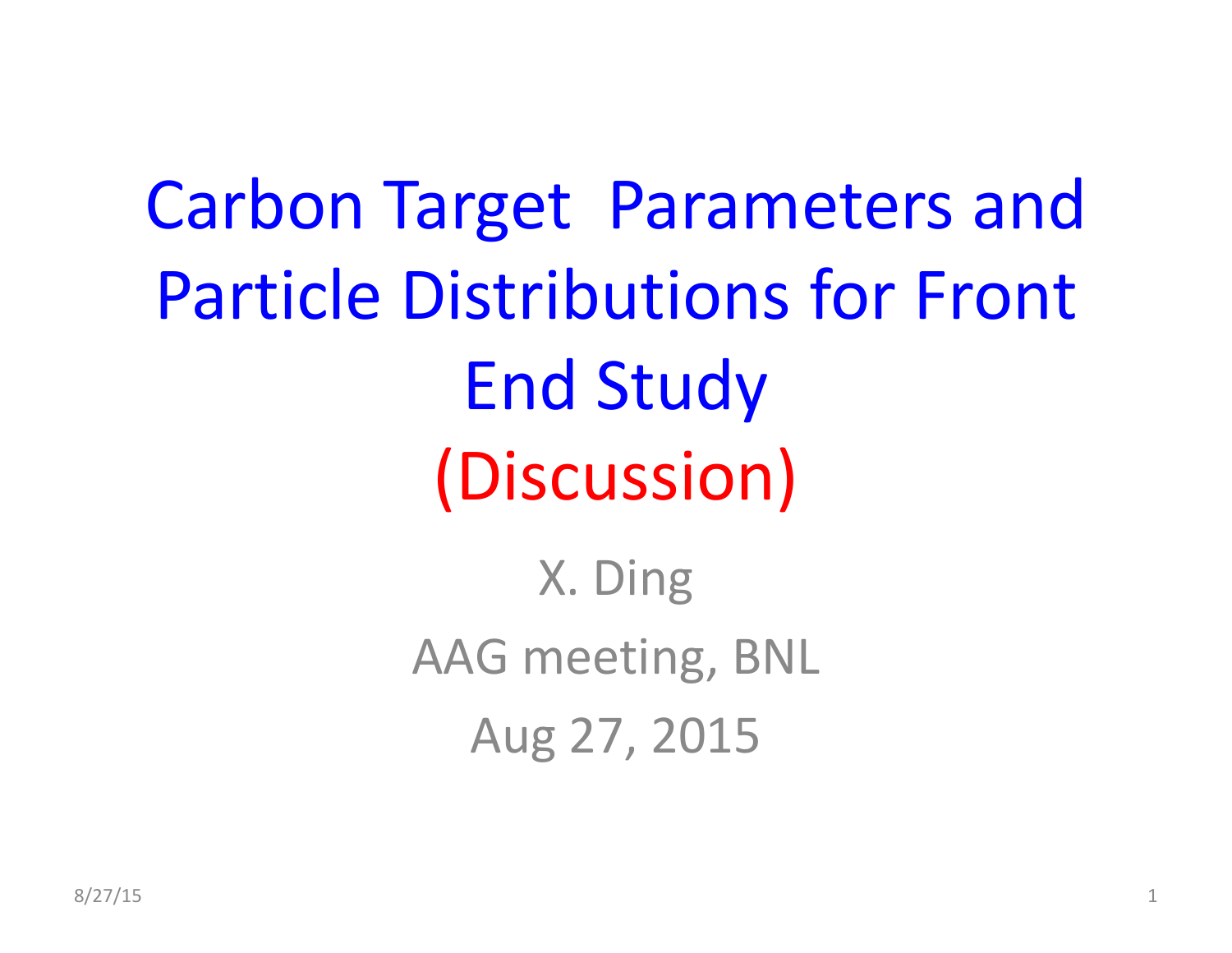# Carbon Target Parameters and Particle Distributions for Front End Study (Discussion)

X. Ding

AAG meeting, BNL

Aug 27, 2015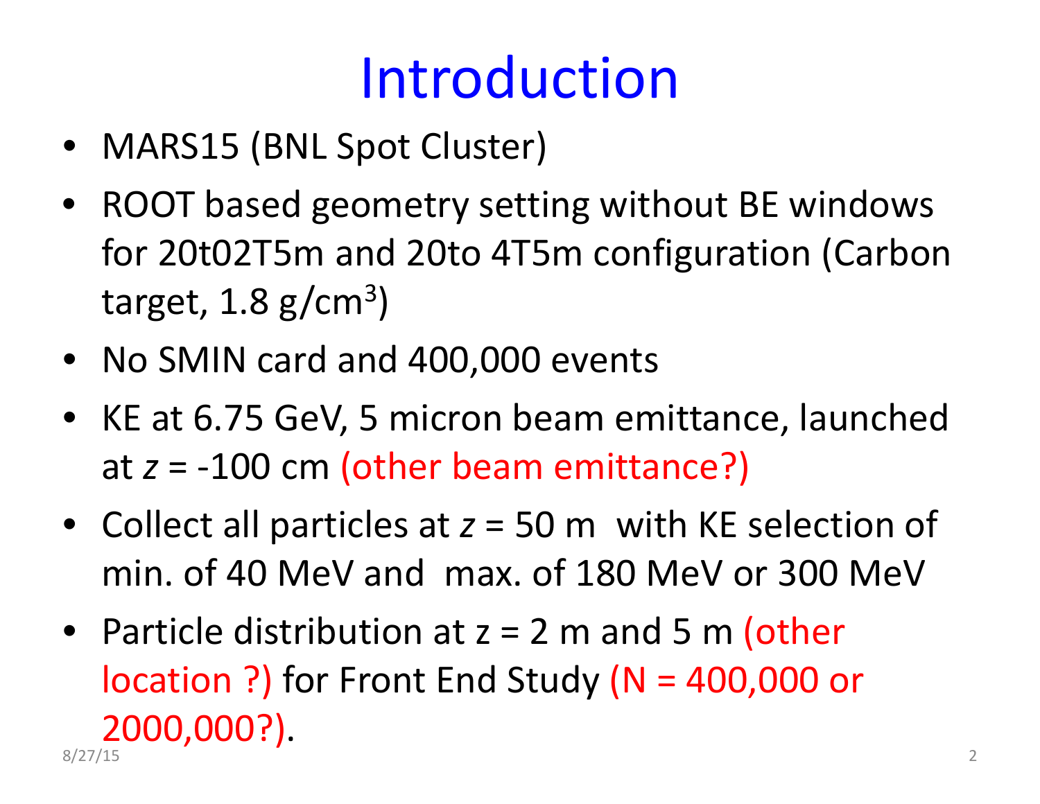# Introduction

- MARS15 (BNL Spot Cluster)
- ROOT based geometry setting without BE windows for 20t02T5m and 20to 4T5m configuration (Carbon target, 1.8 g/cm$^3$)
- No SMIN card and 400,000 events
- KE at 6.75 GeV, 5 micron beam emittance, launched at $z$ = -100 cm (other beam emittance?)
- Collect all particles at $z$ = 50 m with KE selection of min. of 40 MeV and max. of 180 MeV or 300 MeV
- Particle distribution at z = 2 m and 5 m (other location ?) for Front End Study (N = 400,000 or 2000,000?).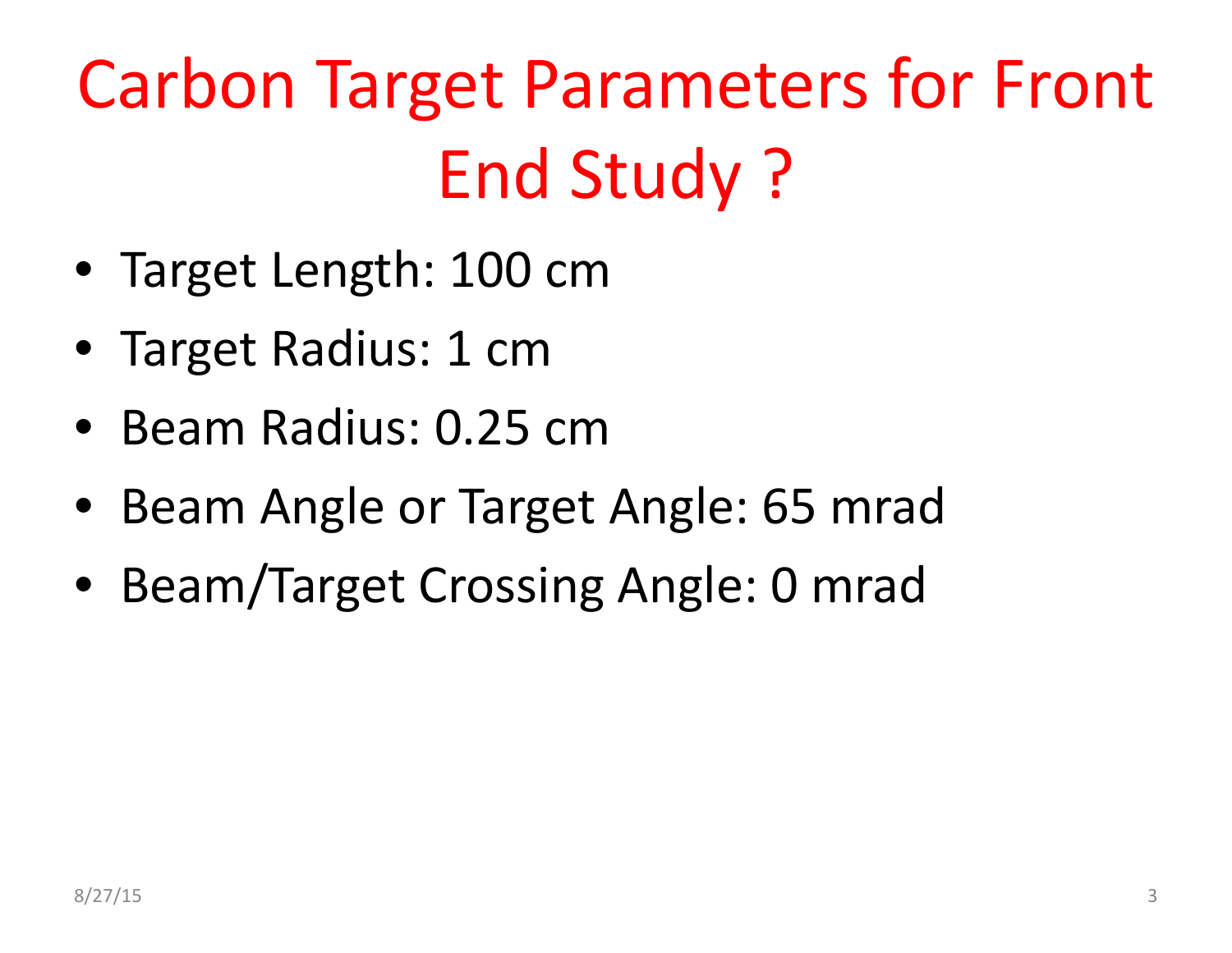# Carbon Target Parameters for Front End Study ?

- Target Length: 100 cm
- Target Radius: 1 cm
- Beam Radius: 0.25 cm
- Beam Angle or Target Angle: 65 mrad
- Beam/Target Crossing Angle: 0 mrad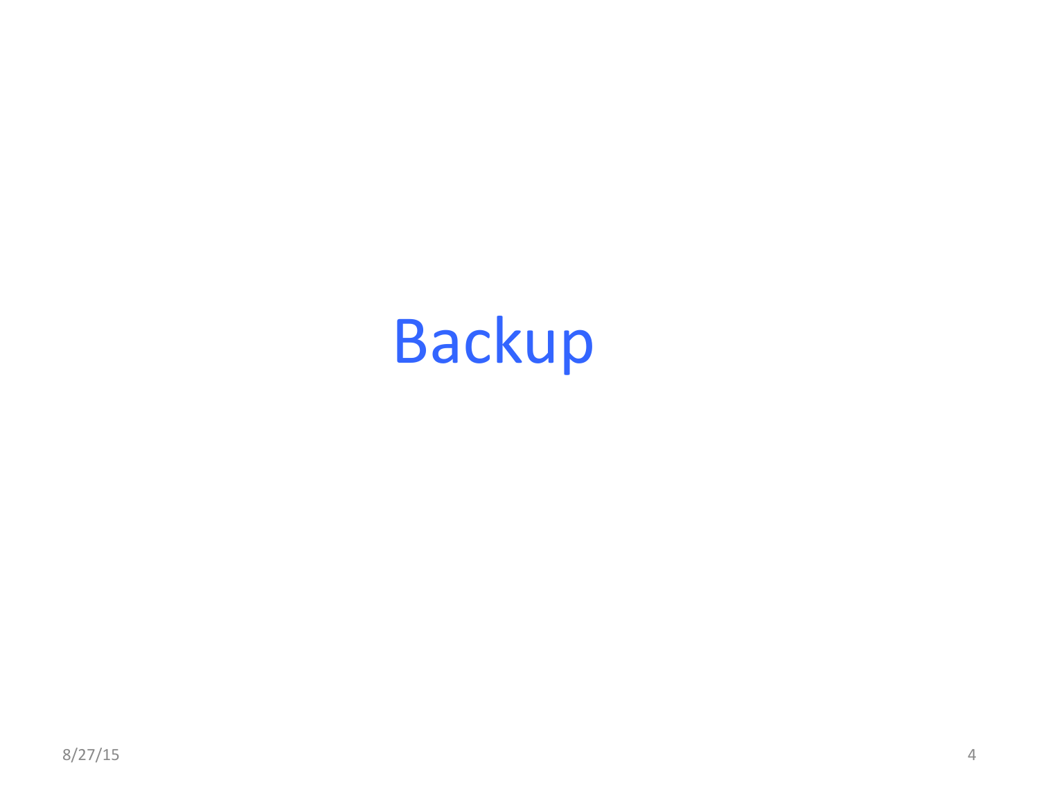# Backup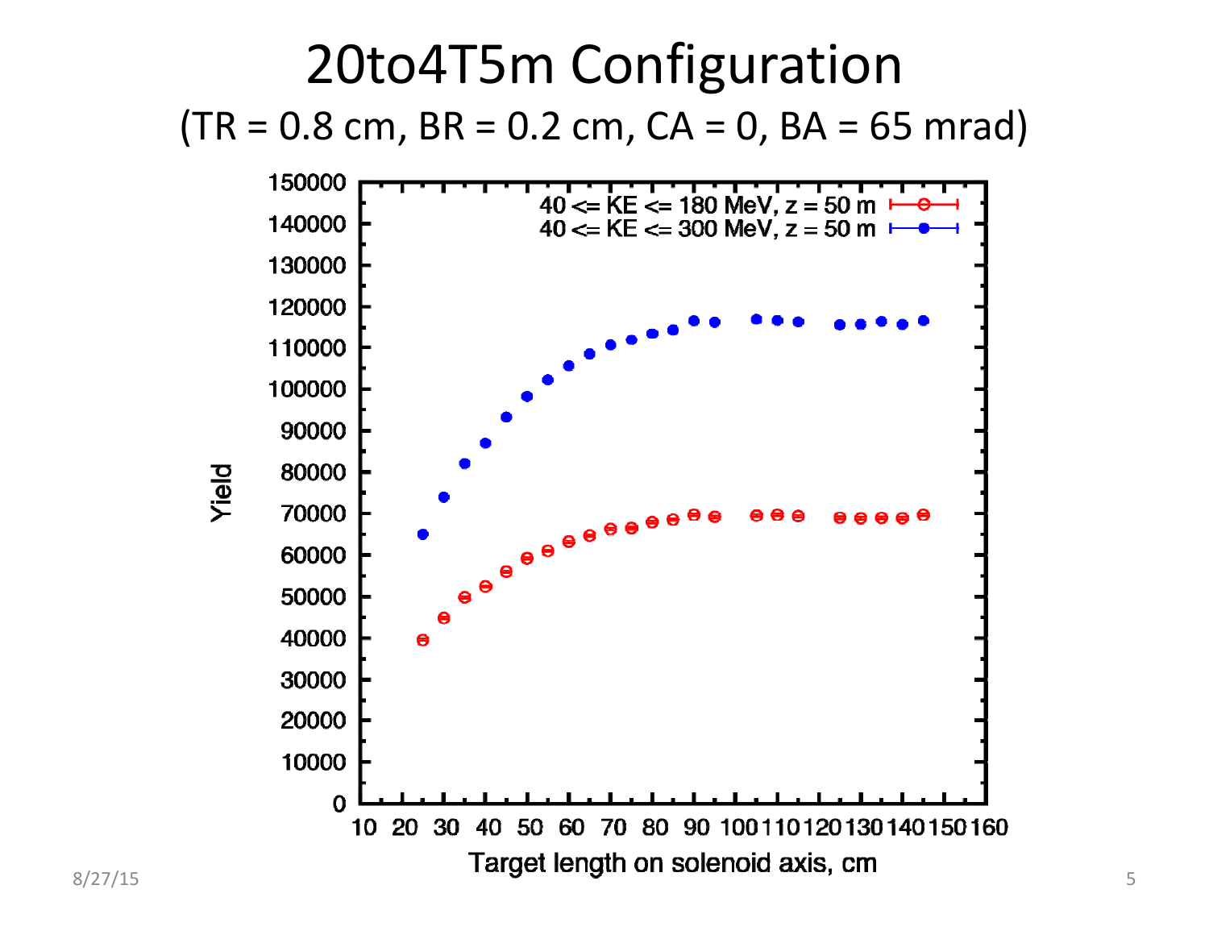# 20to4T5m Configuration

(TR = 0.8 cm, BR = 0.2 cm, CA = 0, BA = 65 mrad)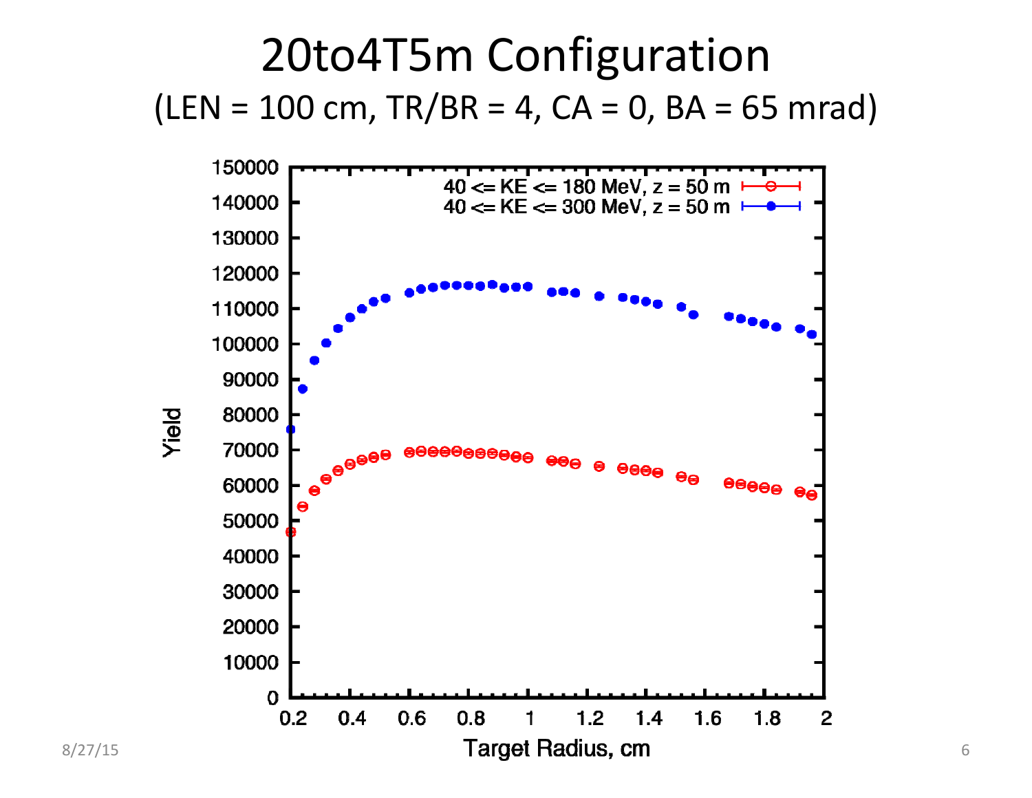# 20to4T5m Configuration

(LEN = 100 cm, TR/BR = 4, CA = 0, BA = 65 mrad)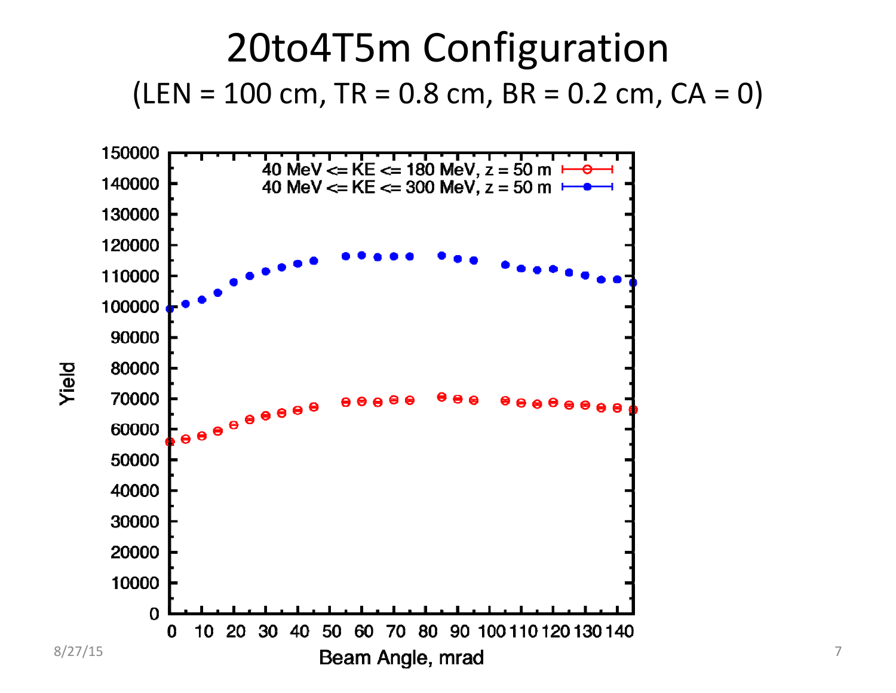# 20to4T5m Configuration

(LEN = 100 cm, TR = 0.8 cm, BR = 0.2 cm, CA = 0)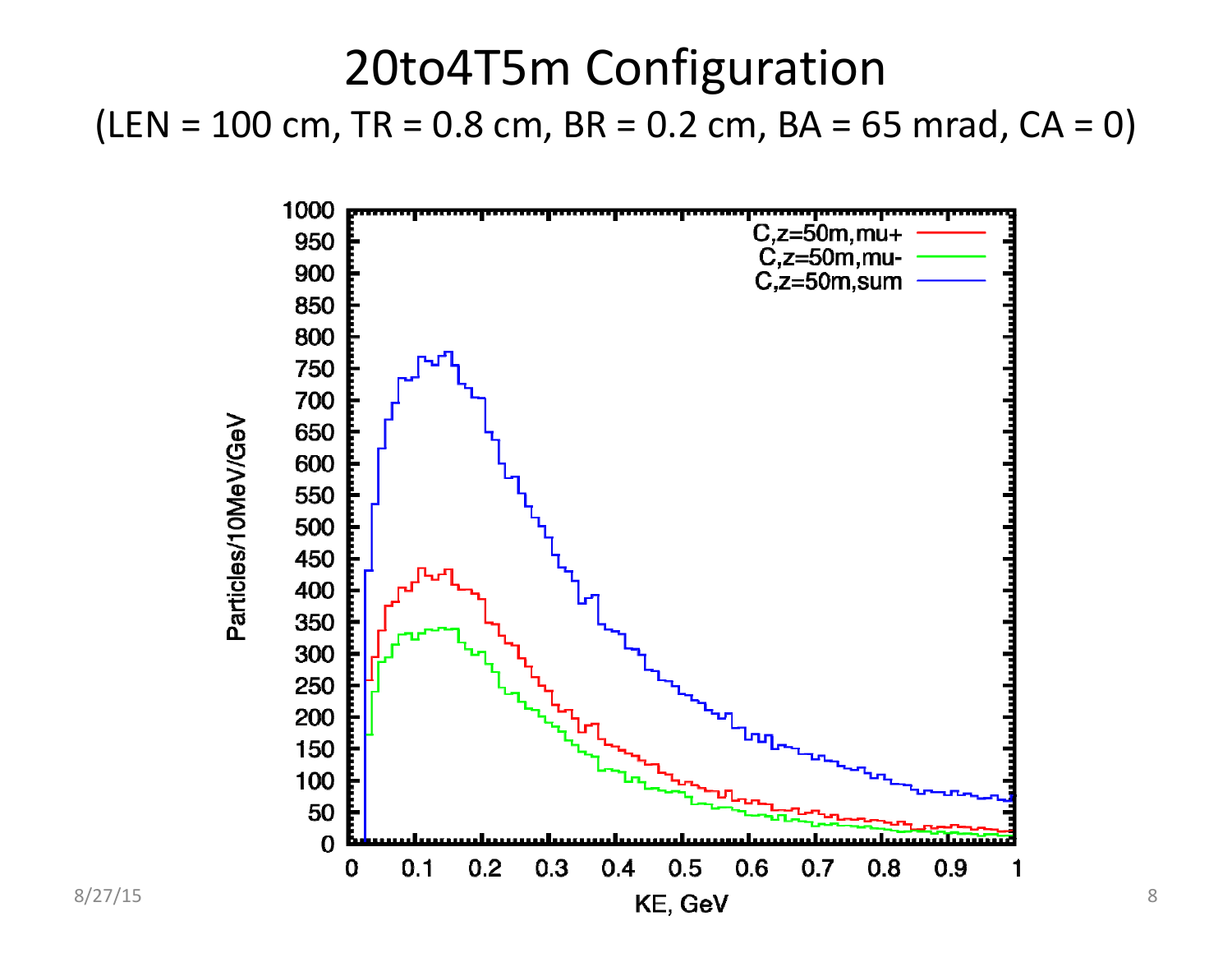# 20to4T5m Configuration

(LEN = 100 cm, TR = 0.8 cm, BR = 0.2 cm, BA = 65 mrad, CA = 0)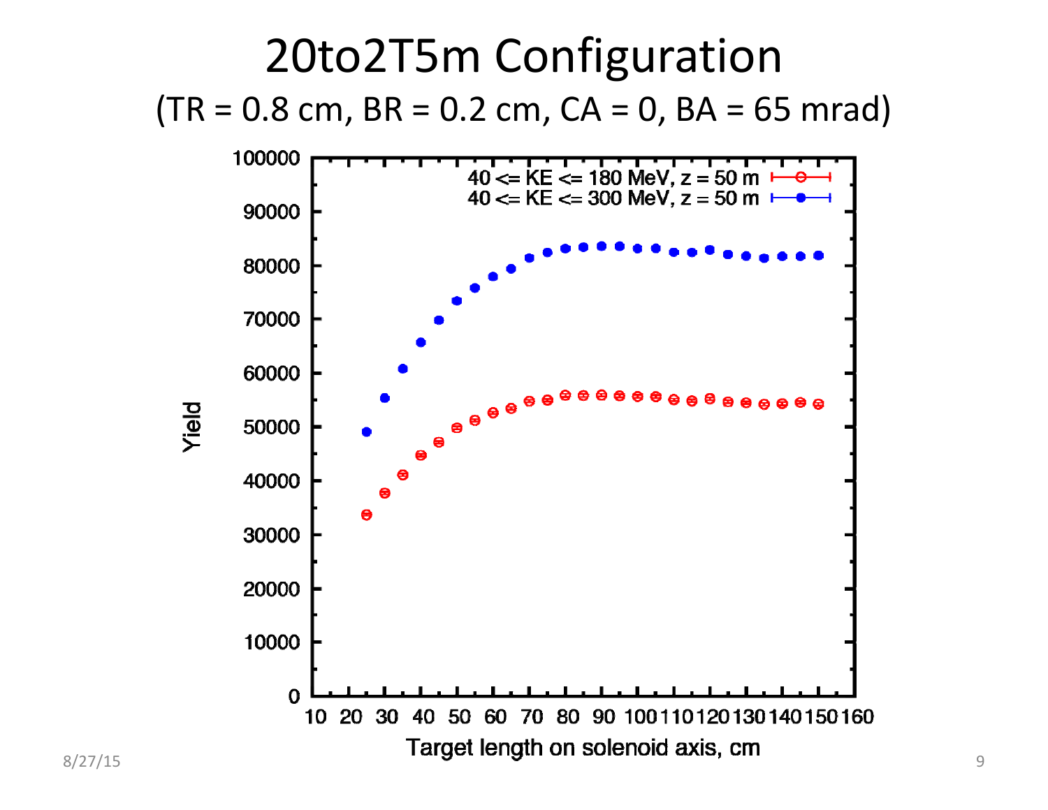# 20to2T5m Configuration

(TR = 0.8 cm, BR = 0.2 cm, CA = 0, BA = 65 mrad)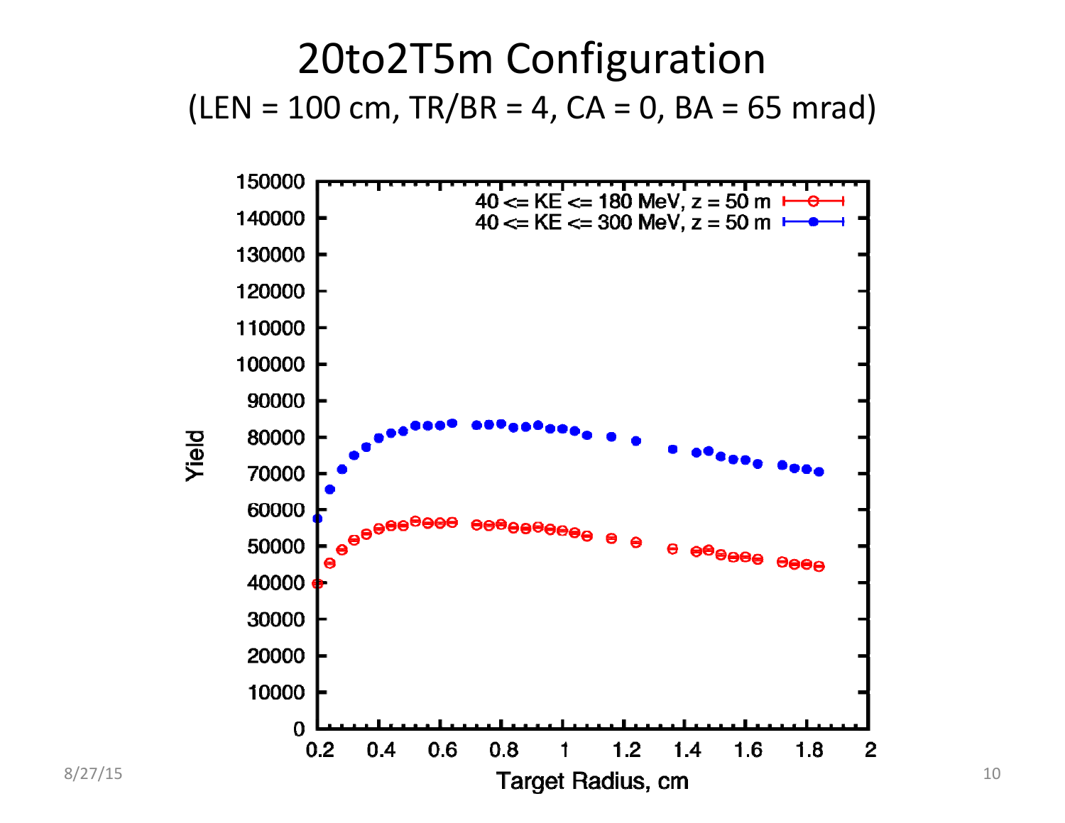# 20to2T5m Configuration

(LEN = 100 cm, TR/BR = 4, CA = 0, BA = 65 mrad)

Yield

150000
140000
130000
120000
110000
100000
90000
80000
70000
60000
50000
40000
30000
20000
10000
0

40 <= KE <= 180 MeV, z = 50 m
40 <= KE <= 300 MeV, z = 50 m

0.2 0.4 0.6 0.8 1 1.2 1.4 1.6 1.8 2

Target Radius, cm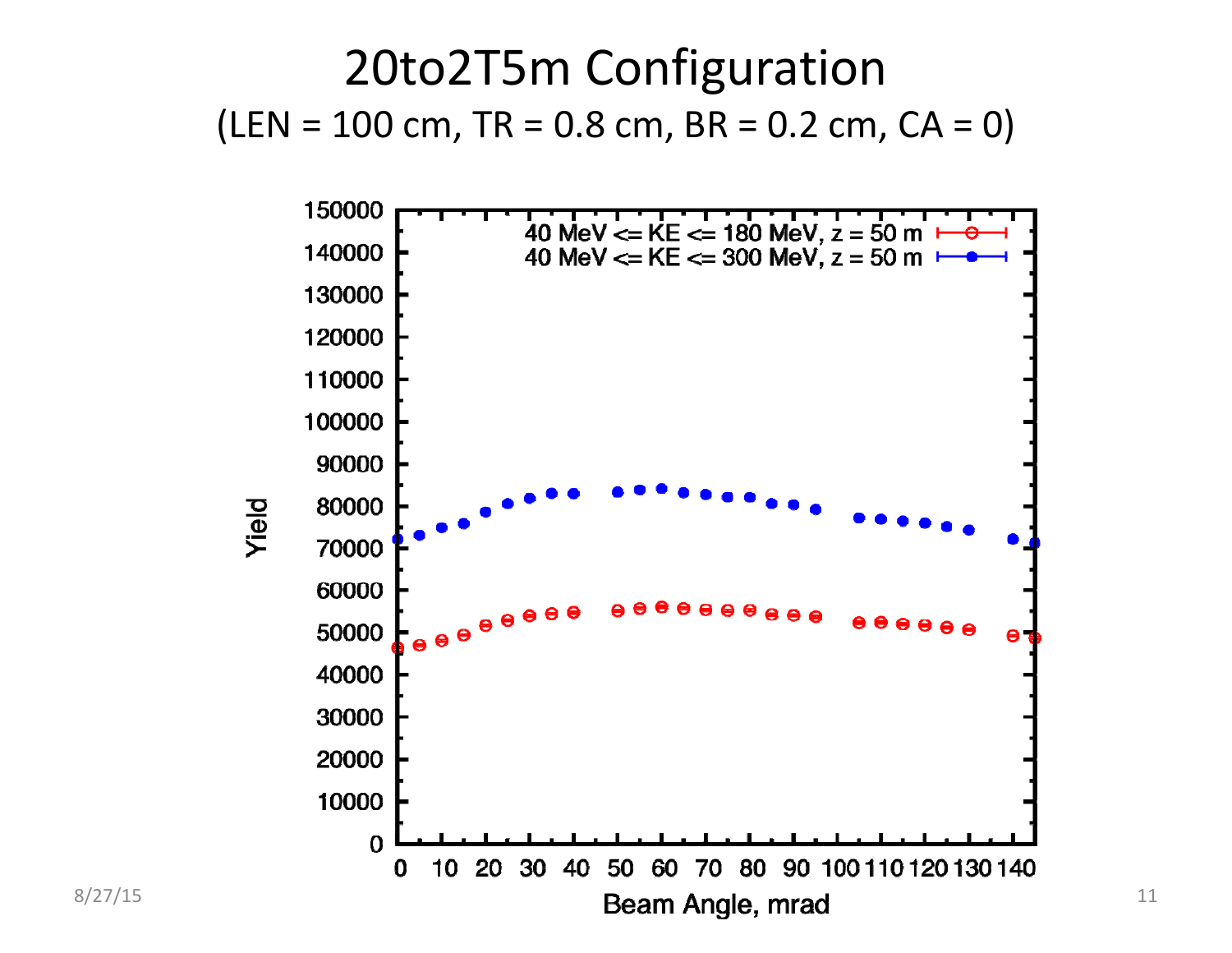# 20to2T5m Configuration

(LEN = 100 cm, TR = 0.8 cm, BR = 0.2 cm, CA = 0)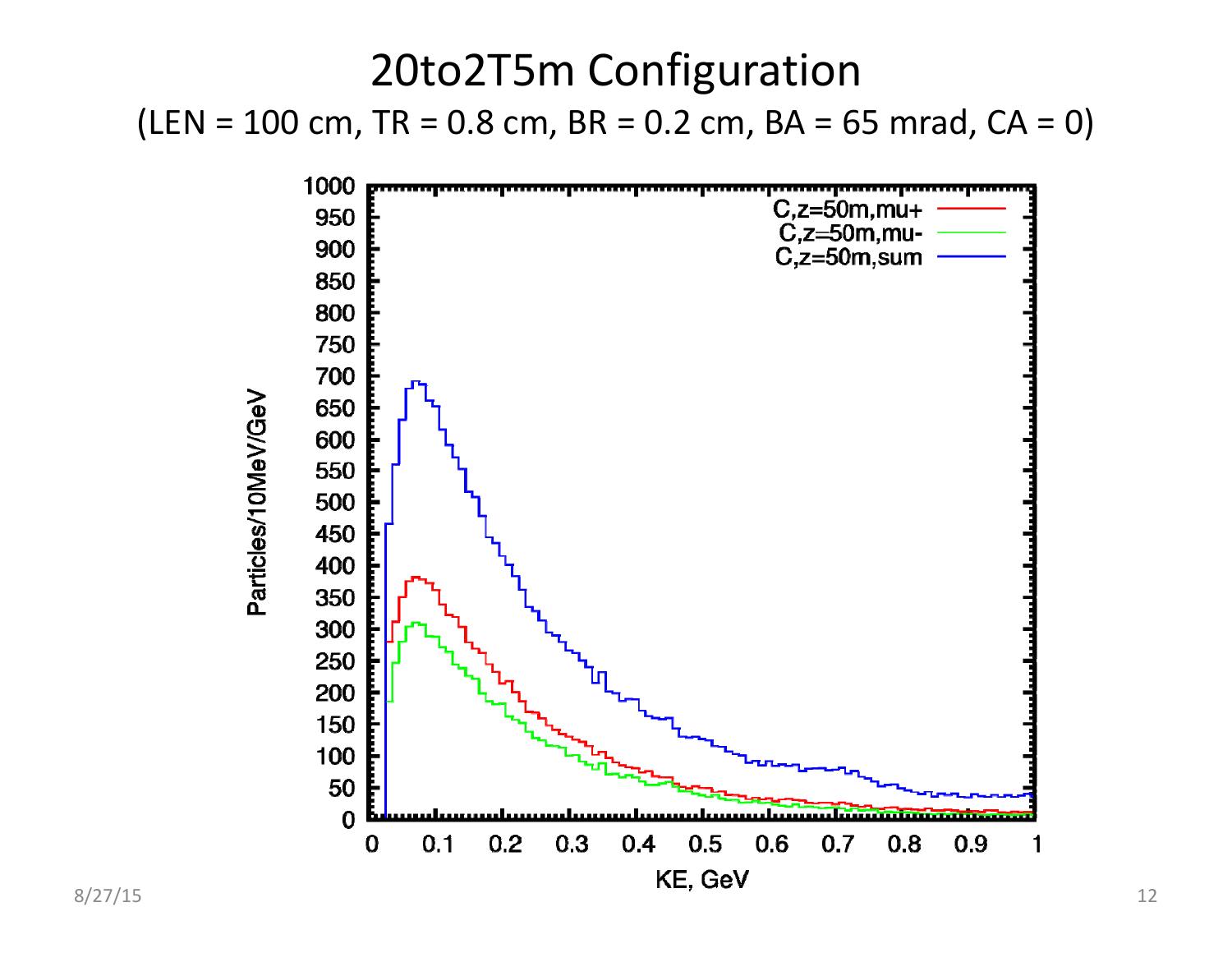# 20to2T5m Configuration

(LEN = 100 cm, TR = 0.8 cm, BR = 0.2 cm, BA = 65 mrad, CA = 0)

C,z=50m,mu+
C,z=50m,mu-
C,z=50m,sum

Particles/10MeV/GeV

1000
950
900
850
800
750
700
650
600
550
500
450
400
350
300
250
200
150
100
50
0

0 0.1 0.2 0.3 0.4 0.5 0.6 0.7 0.8 0.9 1

KE, GeV

8/27/15